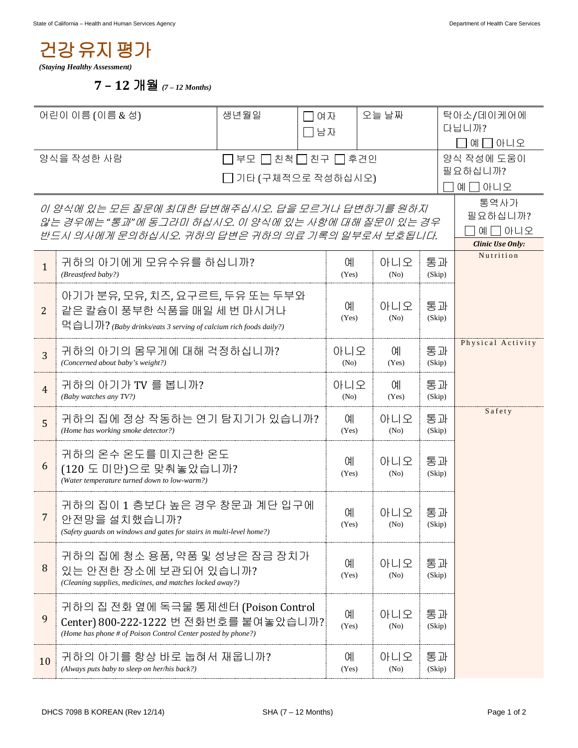# 건강 유지 평가

*(Staying Healthy Assessment)*

## 7 – 12 개월 *(7 – 12 Months)*

| 어린이 이름 (이름 & 성) | 생년월일 | ☐ 여자 ☐ 남자 | 오늘 날짜 | 탁아소/데이케어에 다닙니까? ☐ 예 ☐ 아니오 |
|---|---|---|---|---|
| 양식을 작성한 사람 | ☐ 부모 ☐ 친척 ☐ 친구 ☐ 후견인 ☐ 기타 (구체적으로 작성하십시오) | | | 양식 작성에 도움이 필요하십니까? ☐ 예 ☐ 아니오 |

*이 양식에 있는 모든 질문에 최대한 답변해주십시오. 답을 모르거나 답변하기를 원하지 않는 경우에는 "통과"에 동그라미 하십시오. 이 양식에 있는 사항에 대해 질문이 있는 경우 반드시 의사에게 문의하십시오. 귀하의 답변은 귀하의 의료 기록의 일부로서 보호됩니다.*

통역사가 필요하십니까? ☐ 예 ☐ 아니오

| # | 질문 | | | | ***Clinic Use Only:*** |
|---|---|---|---|---|---|
| 1 | 귀하의 아기에게 모유수유를 하십니까? *(Breastfeed baby?)* | 예 (Yes) | 아니오 (No) | 통과 (Skip) | Nutrition |
| 2 | 아기가 분유, 모유, 치즈, 요구르트, 두유 또는 두부와 같은 칼슘이 풍부한 식품을 매일 세 번 마시거나 먹습니까? *(Baby drinks/eats 3 serving of calcium rich foods daily?)* | 예 (Yes) | 아니오 (No) | 통과 (Skip) | |
| 3 | 귀하의 아기의 몸무게에 대해 걱정하십니까? *(Concerned about baby's weight?)* | 아니오 (No) | 예 (Yes) | 통과 (Skip) | Physical Activity |
| 4 | 귀하의 아기가 TV 를 봅니까? *(Baby watches any TV?)* | 아니오 (No) | 예 (Yes) | 통과 (Skip) | |
| 5 | 귀하의 집에 정상 작동하는 연기 탐지기가 있습니까? *(Home has working smoke detector?)* | 예 (Yes) | 아니오 (No) | 통과 (Skip) | Safety |
| 6 | 귀하의 온수 온도를 미지근한 온도 (120 도 미만)으로 맞춰놓았습니까? *(Water temperature turned down to low-warm?)* | 예 (Yes) | 아니오 (No) | 통과 (Skip) | |
| 7 | 귀하의 집이 1 층보다 높은 경우 창문과 계단 입구에 안전망을 설치했습니까? *(Safety guards on windows and gates for stairs in multi-level home?)* | 예 (Yes) | 아니오 (No) | 통과 (Skip) | |
| 8 | 귀하의 집에 청소 용품, 약품 및 성냥은 잠금 장치가 있는 안전한 장소에 보관되어 있습니까? *(Cleaning supplies, medicines, and matches locked away?)* | 예 (Yes) | 아니오 (No) | 통과 (Skip) | |
| 9 | 귀하의 집 전화 옆에 독극물 통제센터 (Poison Control Center) 800-222-1222 번 전화번호를 붙여놓았습니까? *(Home has phone # of Poison Control Center posted by phone?)* | 예 (Yes) | 아니오 (No) | 통과 (Skip) | |
| 10 | 귀하의 아기를 항상 바로 눕혀서 재웁니까? *(Always puts baby to sleep on her/his back?)* | 예 (Yes) | 아니오 (No) | 통과 (Skip) | |

DHCS 7098 B KOREAN (Rev 12/14) SHA (7 – 12 Months)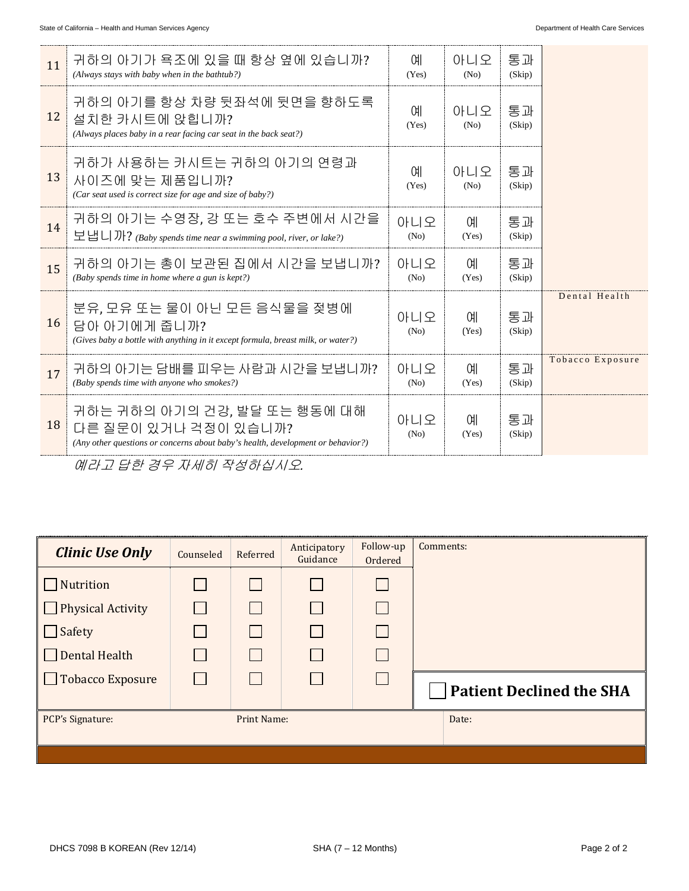| | | | | | |
|---|---|---|---|---|---|
| 11 | 귀하의 아기가 욕조에 있을 때 항상 옆에 있습니까? *(Always stays with baby when in the bathtub?)* | 예 (Yes) | 아니오 (No) | 통과 (Skip) | |
| 12 | 귀하의 아기를 항상 차량 뒷좌석에 뒷면을 향하도록 설치한 카시트에 앉힙니까? *(Always places baby in a rear facing car seat in the back seat?)* | 예 (Yes) | 아니오 (No) | 통과 (Skip) | |
| 13 | 귀하가 사용하는 카시트는 귀하의 아기의 연령과 사이즈에 맞는 제품입니까? *(Car seat used is correct size for age and size of baby?)* | 예 (Yes) | 아니오 (No) | 통과 (Skip) | |
| 14 | 귀하의 아기는 수영장, 강 또는 호수 주변에서 시간을 보냅니까? *(Baby spends time near a swimming pool, river, or lake?)* | 아니오 (No) | 예 (Yes) | 통과 (Skip) | |
| 15 | 귀하의 아기는 총이 보관된 집에서 시간을 보냅니까? *(Baby spends time in home where a gun is kept?)* | 아니오 (No) | 예 (Yes) | 통과 (Skip) | |
| 16 | 분유, 모유 또는 물이 아닌 모든 음식물을 젖병에 담아 아기에게 줍니까? *(Gives baby a bottle with anything in it except formula, breast milk, or water?)* | 아니오 (No) | 예 (Yes) | 통과 (Skip) | Dental Health |
| 17 | 귀하의 아기는 담배를 피우는 사람과 시간을 보냅니까? *(Baby spends time with anyone who smokes?)* | 아니오 (No) | 예 (Yes) | 통과 (Skip) | Tobacco Exposure |
| 18 | 귀하는 귀하의 아기의 건강, 발달 또는 행동에 대해 다른 질문이 있거나 걱정이 있습니까? *(Any other questions or concerns about baby's health, development or behavior?)* | 아니오 (No) | 예 (Yes) | 통과 (Skip) | |

*예라고 답한 경우 자세히 작성하십시오.*

| ***Clinic Use Only*** | Counseled | Referred | Anticipatory Guidance | Follow-up Ordered | Comments: |
|---|---|---|---|---|---|
| ☐ Nutrition | ☐ | ☐ | ☐ | ☐ | |
| ☐ Physical Activity | ☐ | ☐ | ☐ | ☐ | |
| ☐ Safety | ☐ | ☐ | ☐ | ☐ | |
| ☐ Dental Health | ☐ | ☐ | ☐ | ☐ | |
| ☐ Tobacco Exposure | ☐ | ☐ | ☐ | ☐ | ☐ **Patient Declined the SHA** |

| PCP's Signature: | Print Name: | Date: |
|---|---|---|
| | | |

DHCS 7098 B KOREAN (Rev 12/14) SHA (7 – 12 Months)